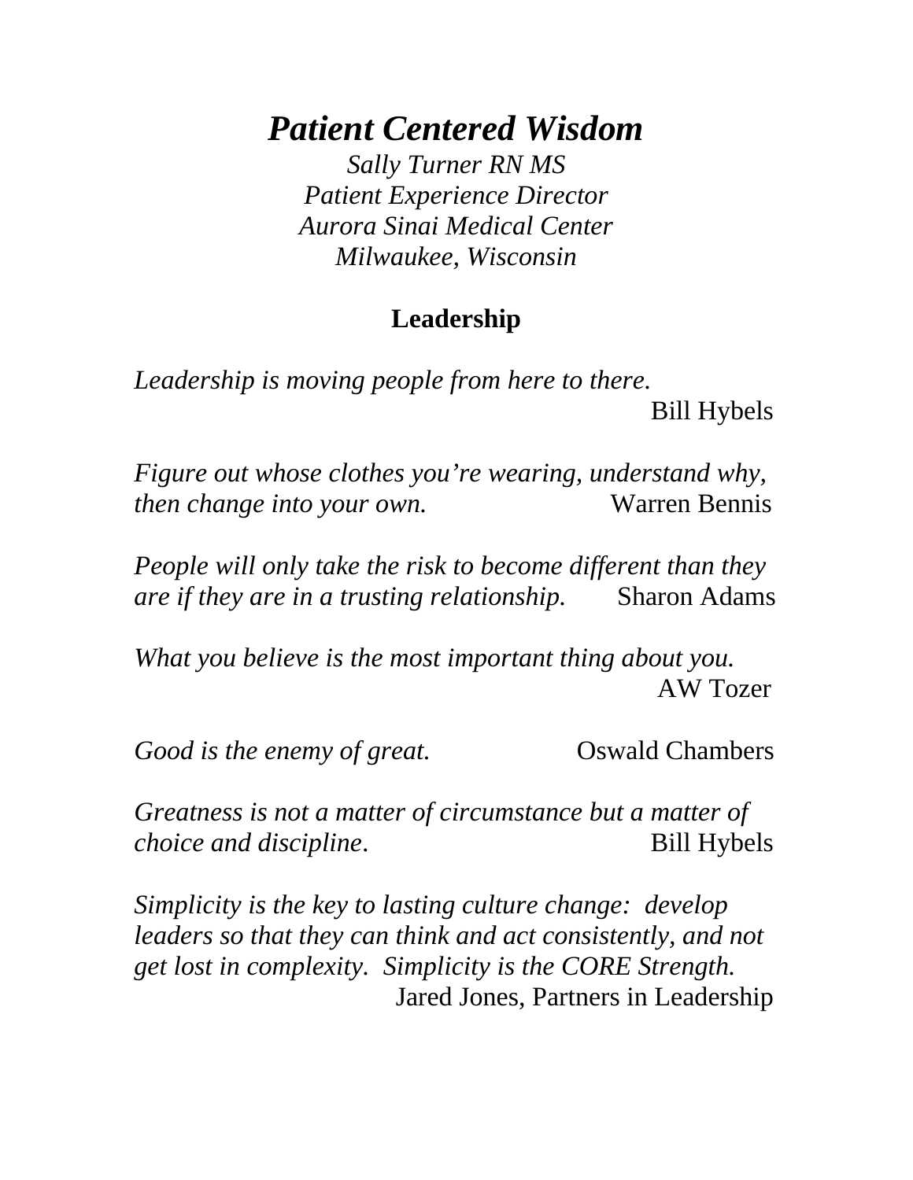# *Patient Centered Wisdom*

*Sally Turner RN MS*
*Patient Experience Director*
*Aurora Sinai Medical Center*
*Milwaukee, Wisconsin*

## Leadership

*Leadership is moving people from here to there.*
Bill Hybels

*Figure out whose clothes you're wearing, understand why, then change into your own.* Warren Bennis

*People will only take the risk to become different than they are if they are in a trusting relationship.* Sharon Adams

*What you believe is the most important thing about you.*
AW Tozer

*Good is the enemy of great.* Oswald Chambers

*Greatness is not a matter of circumstance but a matter of choice and discipline*. Bill Hybels

*Simplicity is the key to lasting culture change: develop leaders so that they can think and act consistently, and not get lost in complexity. Simplicity is the CORE Strength.*
Jared Jones, Partners in Leadership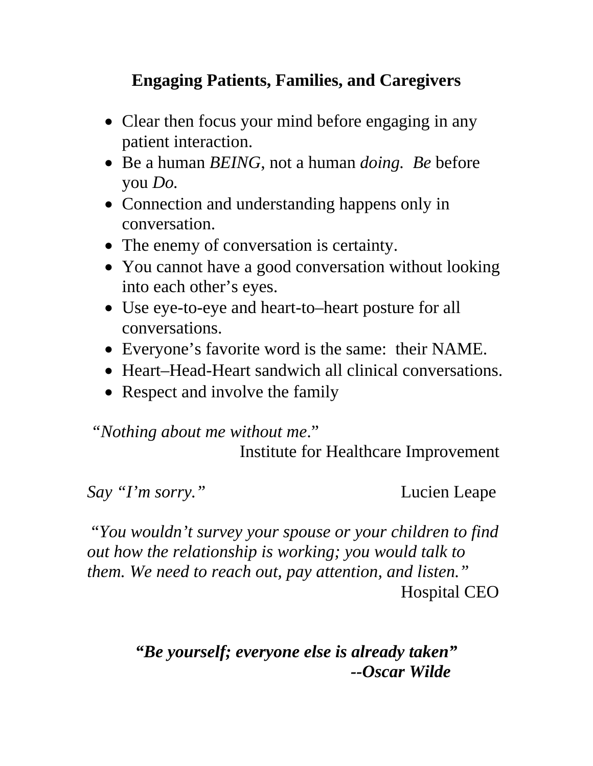## Engaging Patients, Families, and Caregivers

- Clear then focus your mind before engaging in any patient interaction.
- Be a human *BEING*, not a human *doing.* *Be* before you *Do.*
- Connection and understanding happens only in conversation.
- The enemy of conversation is certainty.
- You cannot have a good conversation without looking into each other's eyes.
- Use eye-to-eye and heart-to–heart posture for all conversations.
- Everyone's favorite word is the same: their NAME.
- Heart–Head-Heart sandwich all clinical conversations.
- Respect and involve the family

"*Nothing about me without me*."
Institute for Healthcare Improvement

*Say "I'm sorry."* Lucien Leape

*"You wouldn't survey your spouse or your children to find out how the relationship is working; you would talk to them. We need to reach out, pay attention, and listen."*
Hospital CEO

***"Be yourself; everyone else is already taken"***
***--Oscar Wilde***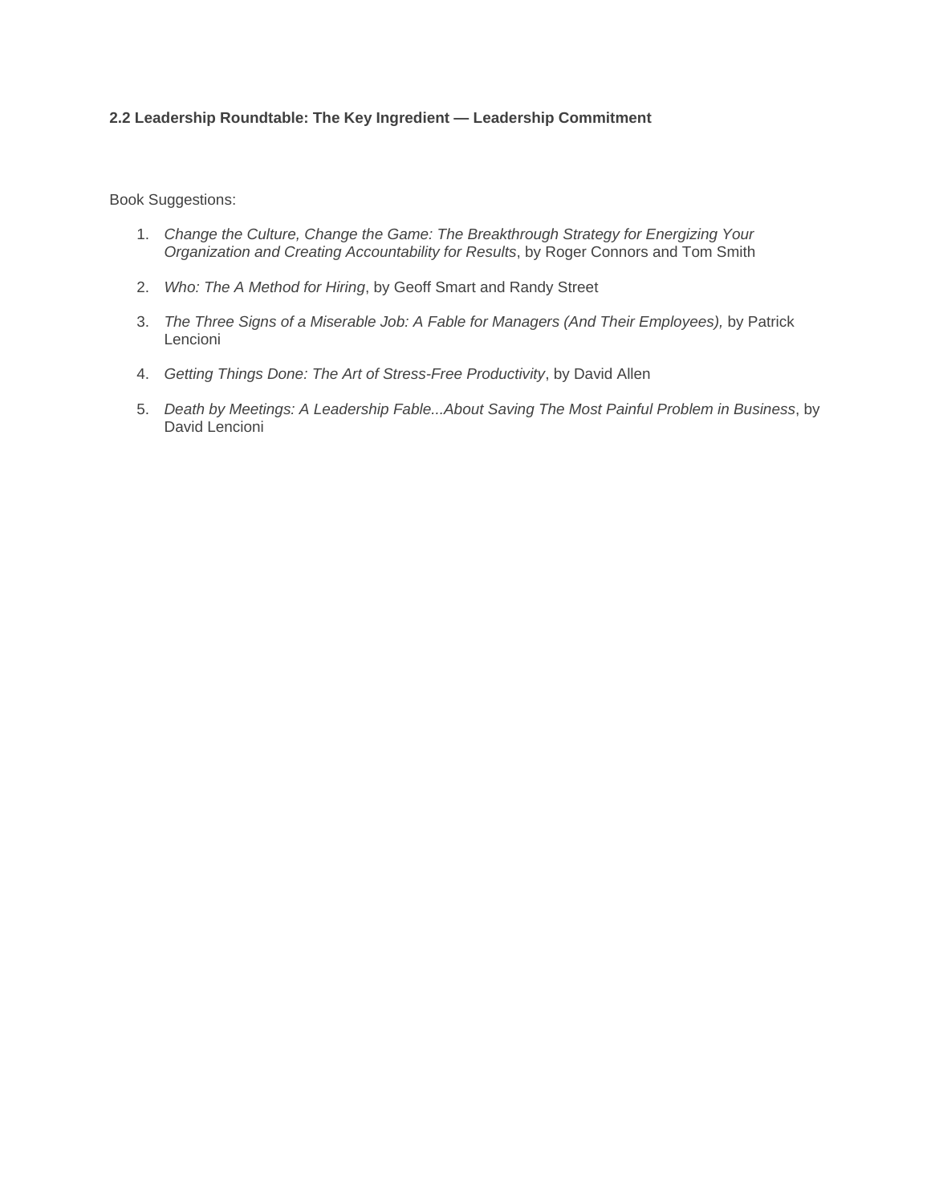**2.2 Leadership Roundtable: The Key Ingredient — Leadership Commitment**

Book Suggestions:

1. *Change the Culture, Change the Game: The Breakthrough Strategy for Energizing Your Organization and Creating Accountability for Results*, by Roger Connors and Tom Smith
2. *Who: The A Method for Hiring*, by Geoff Smart and Randy Street
3. *The Three Signs of a Miserable Job: A Fable for Managers (And Their Employees),* by Patrick Lencioni
4. *Getting Things Done: The Art of Stress-Free Productivity*, by David Allen
5. *Death by Meetings: A Leadership Fable...About Saving The Most Painful Problem in Business*, by David Lencioni